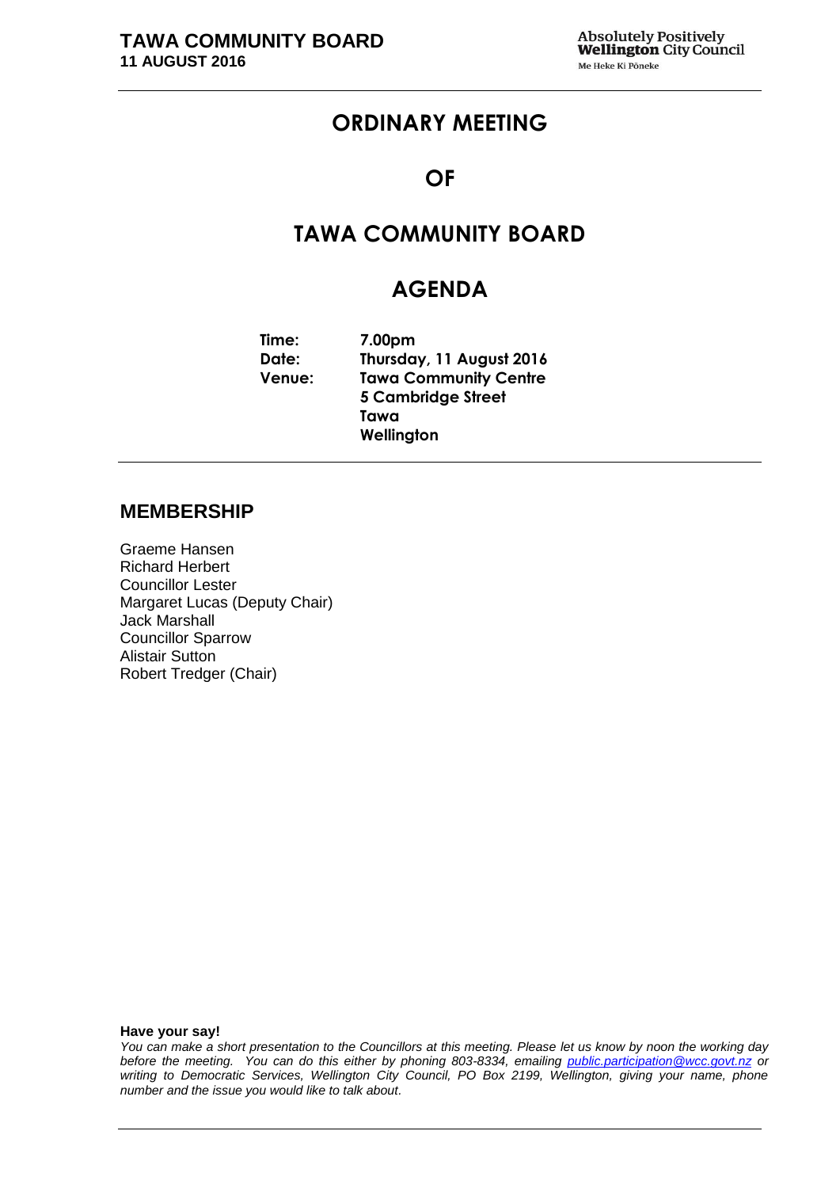**TAWA COMMUNITY BOARD**
**11 AUGUST 2016**

Absolutely Positively **Wellington** City Council
Me Heke Ki Pōneke

# ORDINARY MEETING

# OF

# TAWA COMMUNITY BOARD

# AGENDA

**Time:** 7.00pm
**Date:** Thursday, 11 August 2016
**Venue:** Tawa Community Centre
5 Cambridge Street
Tawa
Wellington

## MEMBERSHIP

Graeme Hansen
Richard Herbert
Councillor Lester
Margaret Lucas (Deputy Chair)
Jack Marshall
Councillor Sparrow
Alistair Sutton
Robert Tredger (Chair)

**Have your say!**

*You can make a short presentation to the Councillors at this meeting. Please let us know by noon the working day before the meeting. You can do this either by phoning 803-8334, emailing public.participation@wcc.govt.nz or writing to Democratic Services, Wellington City Council, PO Box 2199, Wellington, giving your name, phone number and the issue you would like to talk about.*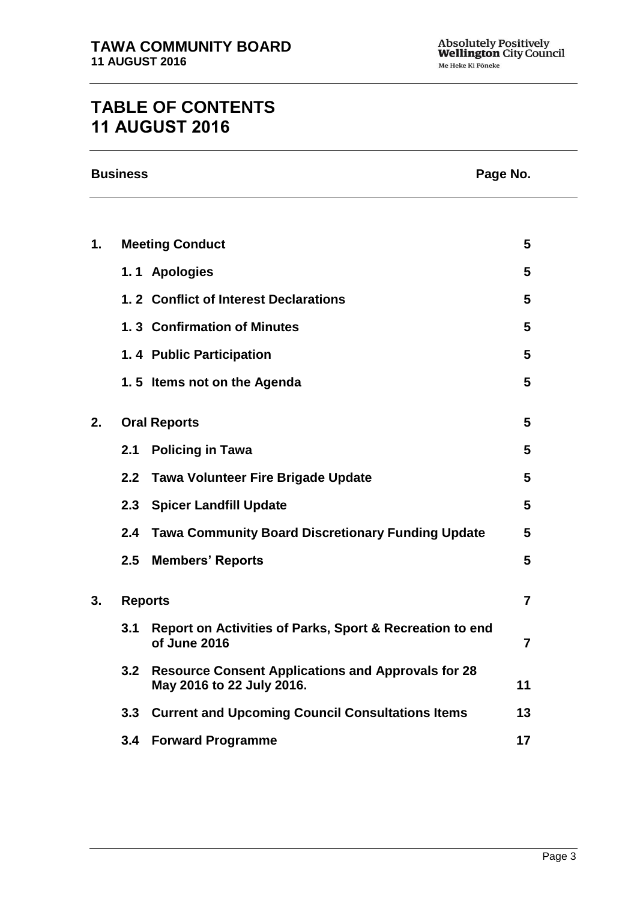# TABLE OF CONTENTS
# 11 AUGUST 2016

| Business | | Page No. |
|---|---|---|
| **1.** | **Meeting Conduct** | **5** |
| | **1. 1 Apologies** | **5** |
| | **1. 2 Conflict of Interest Declarations** | **5** |
| | **1. 3 Confirmation of Minutes** | **5** |
| | **1. 4 Public Participation** | **5** |
| | **1. 5 Items not on the Agenda** | **5** |
| **2.** | **Oral Reports** | **5** |
| | **2.1 Policing in Tawa** | **5** |
| | **2.2 Tawa Volunteer Fire Brigade Update** | **5** |
| | **2.3 Spicer Landfill Update** | **5** |
| | **2.4 Tawa Community Board Discretionary Funding Update** | **5** |
| | **2.5 Members' Reports** | **5** |
| **3.** | **Reports** | **7** |
| | **3.1 Report on Activities of Parks, Sport & Recreation to end of June 2016** | **7** |
| | **3.2 Resource Consent Applications and Approvals for 28 May 2016 to 22 July 2016.** | **11** |
| | **3.3 Current and Upcoming Council Consultations Items** | **13** |
| | **3.4 Forward Programme** | **17** |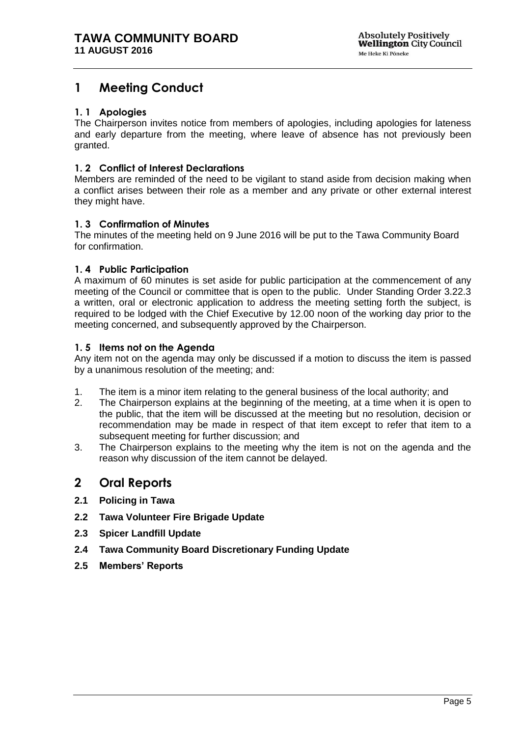# 1 Meeting Conduct

### 1. 1 Apologies

The Chairperson invites notice from members of apologies, including apologies for lateness and early departure from the meeting, where leave of absence has not previously been granted.

### 1. 2 Conflict of Interest Declarations

Members are reminded of the need to be vigilant to stand aside from decision making when a conflict arises between their role as a member and any private or other external interest they might have.

### 1. 3 Confirmation of Minutes

The minutes of the meeting held on 9 June 2016 will be put to the Tawa Community Board for confirmation.

### 1. 4 Public Participation

A maximum of 60 minutes is set aside for public participation at the commencement of any meeting of the Council or committee that is open to the public. Under Standing Order 3.22.3 a written, oral or electronic application to address the meeting setting forth the subject, is required to be lodged with the Chief Executive by 12.00 noon of the working day prior to the meeting concerned, and subsequently approved by the Chairperson.

### 1. 5 Items not on the Agenda

Any item not on the agenda may only be discussed if a motion to discuss the item is passed by a unanimous resolution of the meeting; and:

1. The item is a minor item relating to the general business of the local authority; and
2. The Chairperson explains at the beginning of the meeting, at a time when it is open to the public, that the item will be discussed at the meeting but no resolution, decision or recommendation may be made in respect of that item except to refer that item to a subsequent meeting for further discussion; and
3. The Chairperson explains to the meeting why the item is not on the agenda and the reason why discussion of the item cannot be delayed.

# 2 Oral Reports

**2.1 Policing in Tawa**

**2.2 Tawa Volunteer Fire Brigade Update**

**2.3 Spicer Landfill Update**

**2.4 Tawa Community Board Discretionary Funding Update**

**2.5 Members' Reports**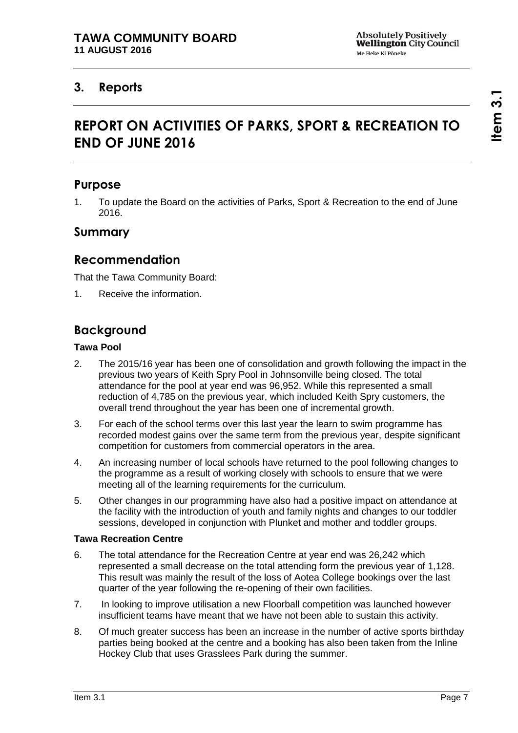## 3. Reports

# REPORT ON ACTIVITIES OF PARKS, SPORT & RECREATION TO END OF JUNE 2016

## Purpose

1. To update the Board on the activities of Parks, Sport & Recreation to the end of June 2016.

## Summary

## Recommendation

That the Tawa Community Board:

1. Receive the information.

## Background

**Tawa Pool**

2. The 2015/16 year has been one of consolidation and growth following the impact in the previous two years of Keith Spry Pool in Johnsonville being closed. The total attendance for the pool at year end was 96,952. While this represented a small reduction of 4,785 on the previous year, which included Keith Spry customers, the overall trend throughout the year has been one of incremental growth.

3. For each of the school terms over this last year the learn to swim programme has recorded modest gains over the same term from the previous year, despite significant competition for customers from commercial operators in the area.

4. An increasing number of local schools have returned to the pool following changes to the programme as a result of working closely with schools to ensure that we were meeting all of the learning requirements for the curriculum.

5. Other changes in our programming have also had a positive impact on attendance at the facility with the introduction of youth and family nights and changes to our toddler sessions, developed in conjunction with Plunket and mother and toddler groups.

**Tawa Recreation Centre**

6. The total attendance for the Recreation Centre at year end was 26,242 which represented a small decrease on the total attending form the previous year of 1,128. This result was mainly the result of the loss of Aotea College bookings over the last quarter of the year following the re-opening of their own facilities.

7. In looking to improve utilisation a new Floorball competition was launched however insufficient teams have meant that we have not been able to sustain this activity.

8. Of much greater success has been an increase in the number of active sports birthday parties being booked at the centre and a booking has also been taken from the Inline Hockey Club that uses Grasslees Park during the summer.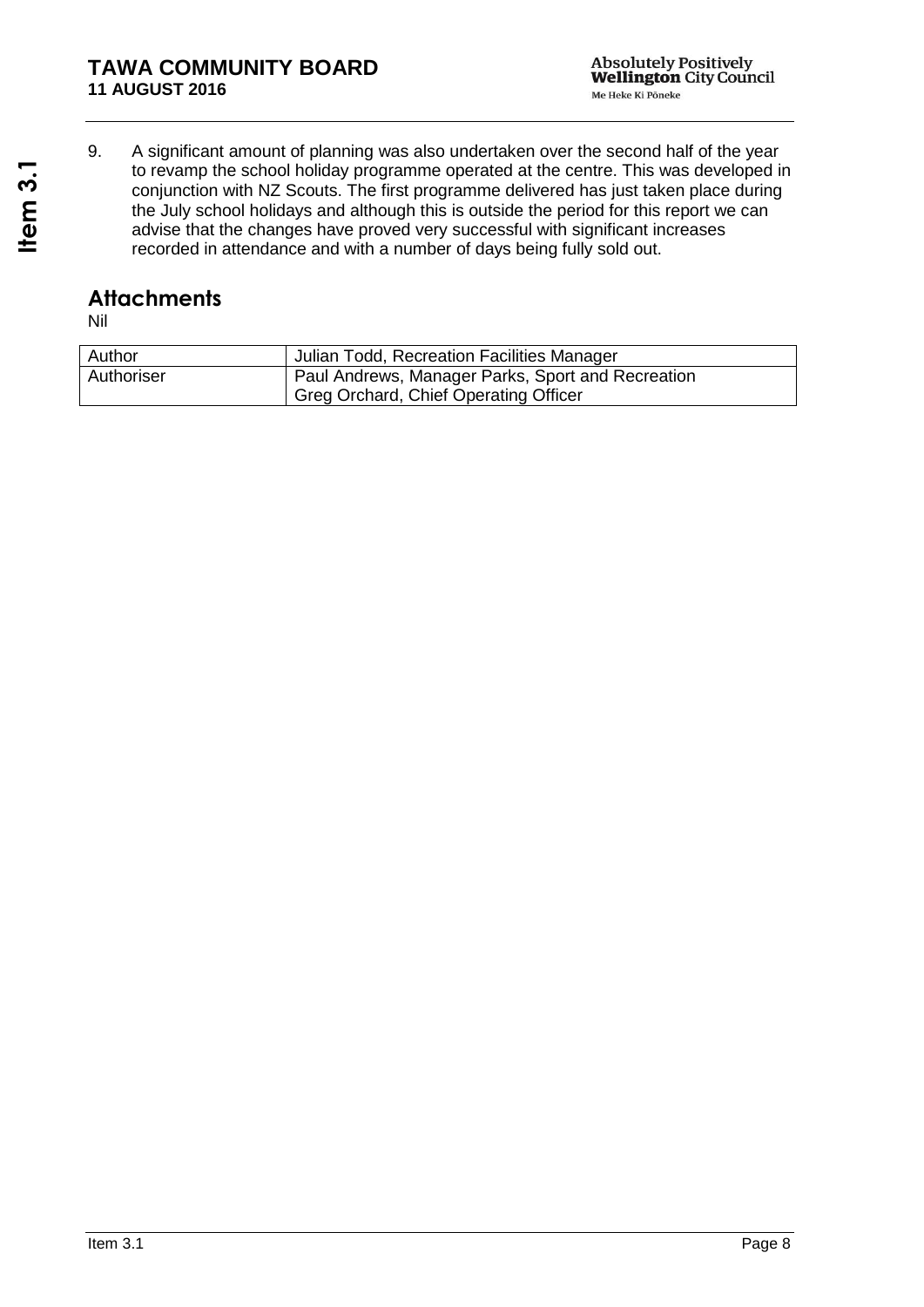9. A significant amount of planning was also undertaken over the second half of the year to revamp the school holiday programme operated at the centre. This was developed in conjunction with NZ Scouts. The first programme delivered has just taken place during the July school holidays and although this is outside the period for this report we can advise that the changes have proved very successful with significant increases recorded in attendance and with a number of days being fully sold out.

## Attachments

Nil

| Author | Julian Todd, Recreation Facilities Manager |
|---|---|
| Authoriser | Paul Andrews, Manager Parks, Sport and Recreation<br>Greg Orchard, Chief Operating Officer |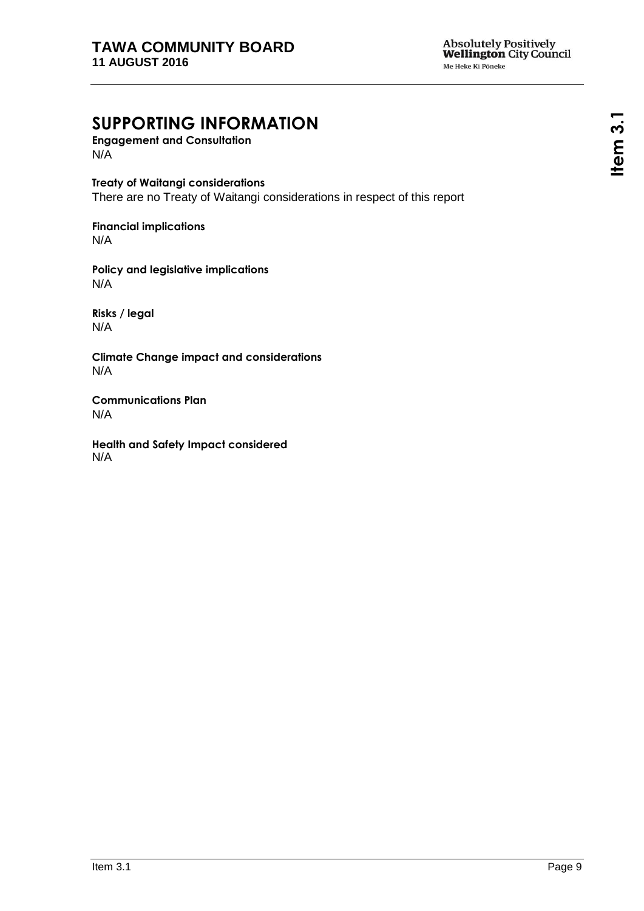# SUPPORTING INFORMATION

**Engagement and Consultation**
N/A

**Treaty of Waitangi considerations**
There are no Treaty of Waitangi considerations in respect of this report

**Financial implications**
N/A

**Policy and legislative implications**
N/A

**Risks / legal**
N/A

**Climate Change impact and considerations**
N/A

**Communications Plan**
N/A

**Health and Safety Impact considered**
N/A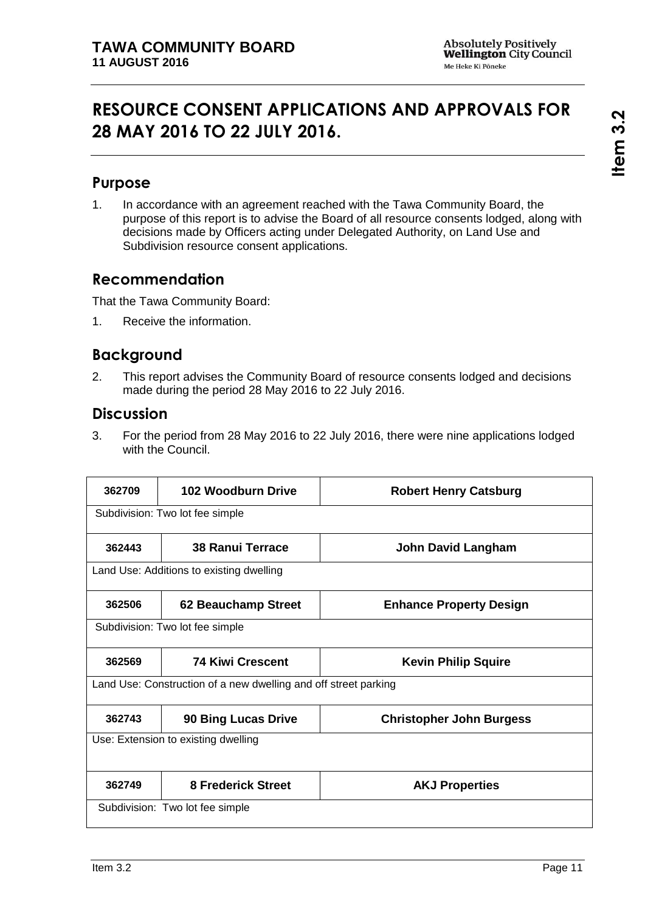# RESOURCE CONSENT APPLICATIONS AND APPROVALS FOR 28 MAY 2016 TO 22 JULY 2016.

## Purpose

1. In accordance with an agreement reached with the Tawa Community Board, the purpose of this report is to advise the Board of all resource consents lodged, along with decisions made by Officers acting under Delegated Authority, on Land Use and Subdivision resource consent applications.

## Recommendation

That the Tawa Community Board:

1. Receive the information.

## Background

2. This report advises the Community Board of resource consents lodged and decisions made during the period 28 May 2016 to 22 July 2016.

## Discussion

3. For the period from 28 May 2016 to 22 July 2016, there were nine applications lodged with the Council.

| 362709 | 102 Woodburn Drive | Robert Henry Catsburg |
|---|---|---|
| Subdivision: Two lot fee simple | | |
| 362443 | 38 Ranui Terrace | John David Langham |
| Land Use: Additions to existing dwelling | | |
| 362506 | 62 Beauchamp Street | Enhance Property Design |
| Subdivision: Two lot fee simple | | |
| 362569 | 74 Kiwi Crescent | Kevin Philip Squire |
| Land Use: Construction of a new dwelling and off street parking | | |
| 362743 | 90 Bing Lucas Drive | Christopher John Burgess |
| Use: Extension to existing dwelling | | |
| 362749 | 8 Frederick Street | AKJ Properties |
| Subdivision: Two lot fee simple | | |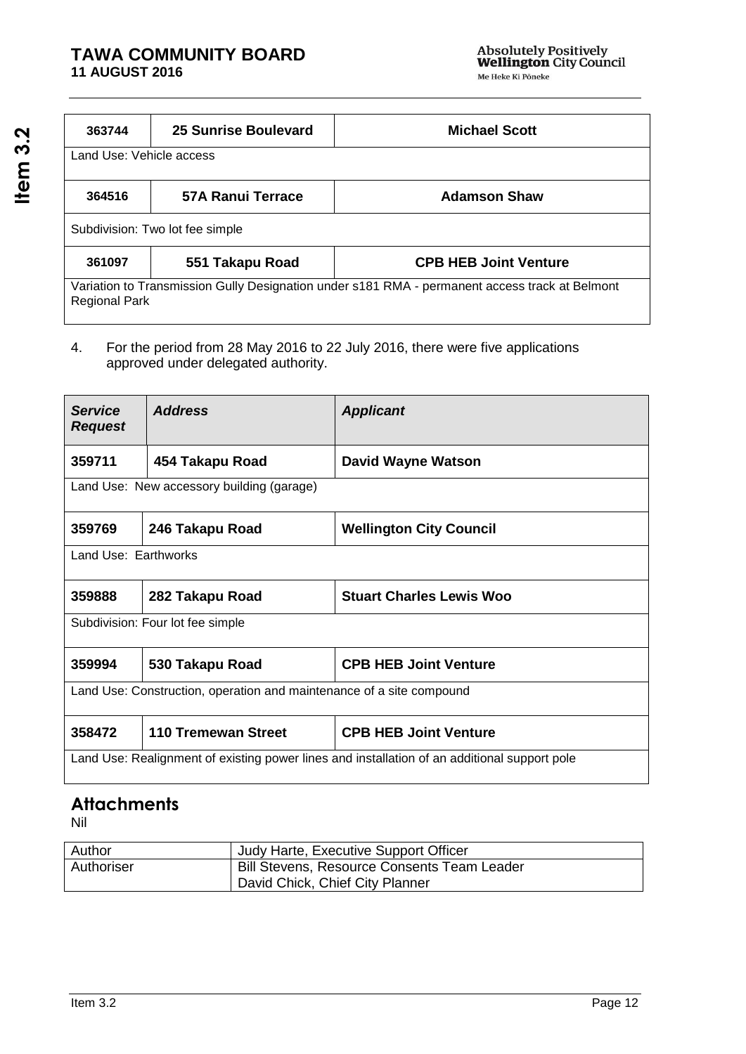| 363744 | 25 Sunrise Boulevard | Michael Scott |
|---|---|---|
| Land Use: Vehicle access | | |
| 364516 | 57A Ranui Terrace | Adamson Shaw |
| Subdivision: Two lot fee simple | | |
| 361097 | 551 Takapu Road | CPB HEB Joint Venture |
| Variation to Transmission Gully Designation under s181 RMA - permanent access track at Belmont Regional Park | | |

4. For the period from 28 May 2016 to 22 July 2016, there were five applications approved under delegated authority.

| *Service Request* | *Address* | *Applicant* |
|---|---|---|
| **359711** | **454 Takapu Road** | **David Wayne Watson** |
| Land Use: New accessory building (garage) | | |
| **359769** | **246 Takapu Road** | **Wellington City Council** |
| Land Use: Earthworks | | |
| **359888** | **282 Takapu Road** | **Stuart Charles Lewis Woo** |
| Subdivision: Four lot fee simple | | |
| **359994** | **530 Takapu Road** | **CPB HEB Joint Venture** |
| Land Use: Construction, operation and maintenance of a site compound | | |
| **358472** | **110 Tremewan Street** | **CPB HEB Joint Venture** |
| Land Use: Realignment of existing power lines and installation of an additional support pole | | |

## Attachments

Nil

| Author | Judy Harte, Executive Support Officer |
|---|---|
| Authoriser | Bill Stevens, Resource Consents Team Leader<br>David Chick, Chief City Planner |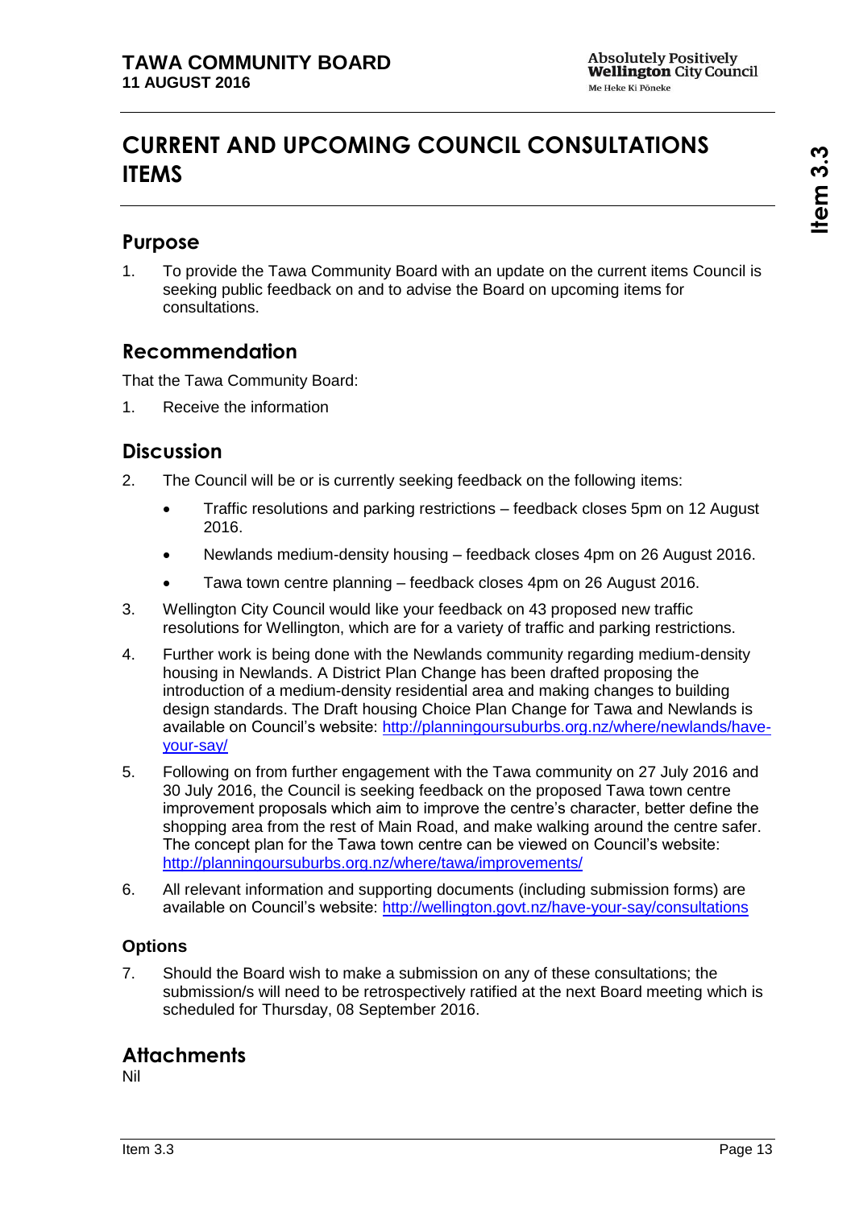# CURRENT AND UPCOMING COUNCIL CONSULTATIONS ITEMS

## Purpose

1. To provide the Tawa Community Board with an update on the current items Council is seeking public feedback on and to advise the Board on upcoming items for consultations.

## Recommendation

That the Tawa Community Board:

1. Receive the information

## Discussion

2. The Council will be or is currently seeking feedback on the following items:
   - Traffic resolutions and parking restrictions – feedback closes 5pm on 12 August 2016.
   - Newlands medium-density housing – feedback closes 4pm on 26 August 2016.
   - Tawa town centre planning – feedback closes 4pm on 26 August 2016.
3. Wellington City Council would like your feedback on 43 proposed new traffic resolutions for Wellington, which are for a variety of traffic and parking restrictions.
4. Further work is being done with the Newlands community regarding medium-density housing in Newlands. A District Plan Change has been drafted proposing the introduction of a medium-density residential area and making changes to building design standards. The Draft housing Choice Plan Change for Tawa and Newlands is available on Council's website: http://planningoursuburbs.org.nz/where/newlands/have-your-say/
5. Following on from further engagement with the Tawa community on 27 July 2016 and 30 July 2016, the Council is seeking feedback on the proposed Tawa town centre improvement proposals which aim to improve the centre's character, better define the shopping area from the rest of Main Road, and make walking around the centre safer. The concept plan for the Tawa town centre can be viewed on Council's website: http://planningoursuburbs.org.nz/where/tawa/improvements/
6. All relevant information and supporting documents (including submission forms) are available on Council's website: http://wellington.govt.nz/have-your-say/consultations

### Options

7. Should the Board wish to make a submission on any of these consultations; the submission/s will need to be retrospectively ratified at the next Board meeting which is scheduled for Thursday, 08 September 2016.

## Attachments

Nil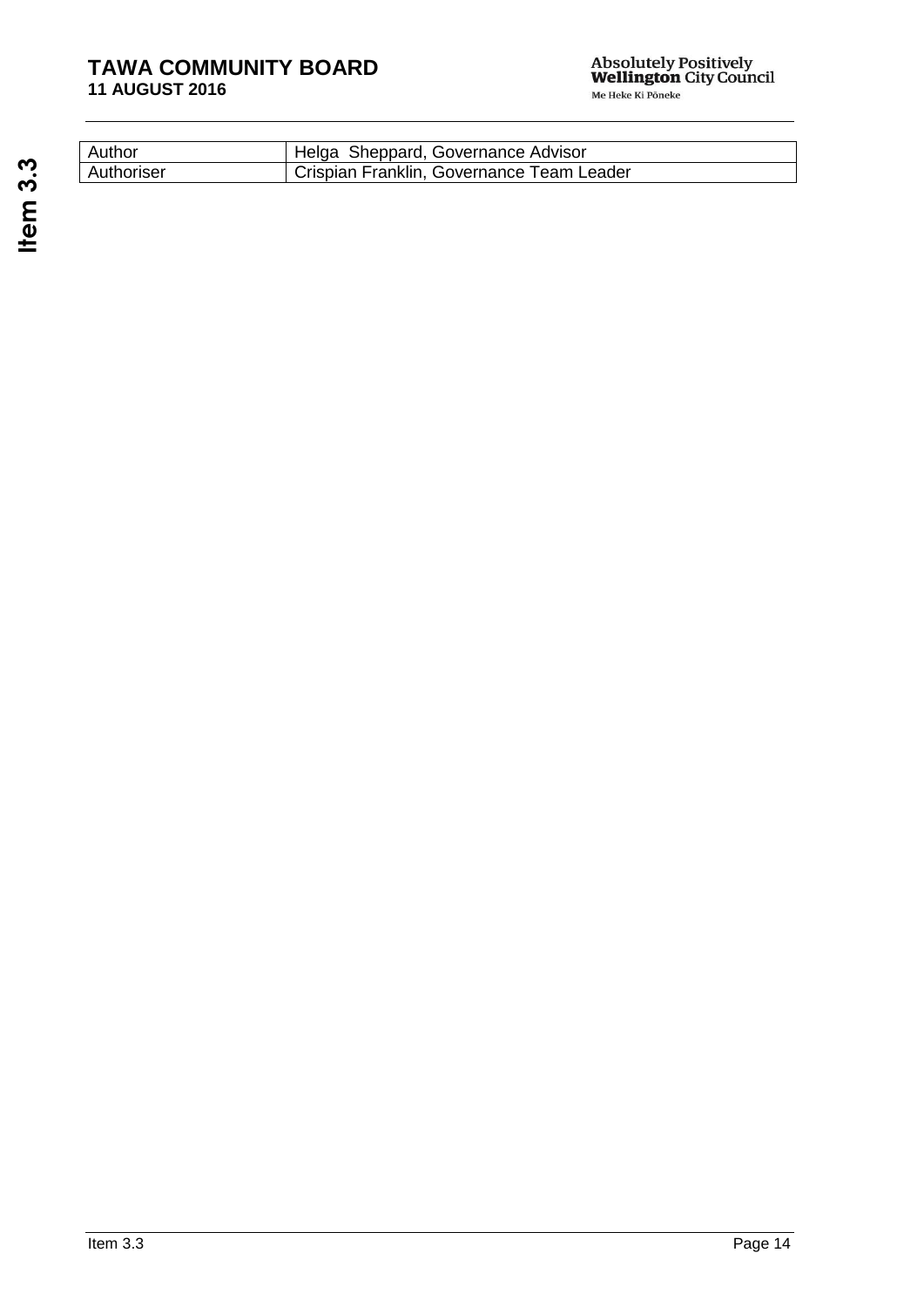| Author | Helga Sheppard, Governance Advisor |
| --- | --- |
| Authoriser | Crispian Franklin, Governance Team Leader |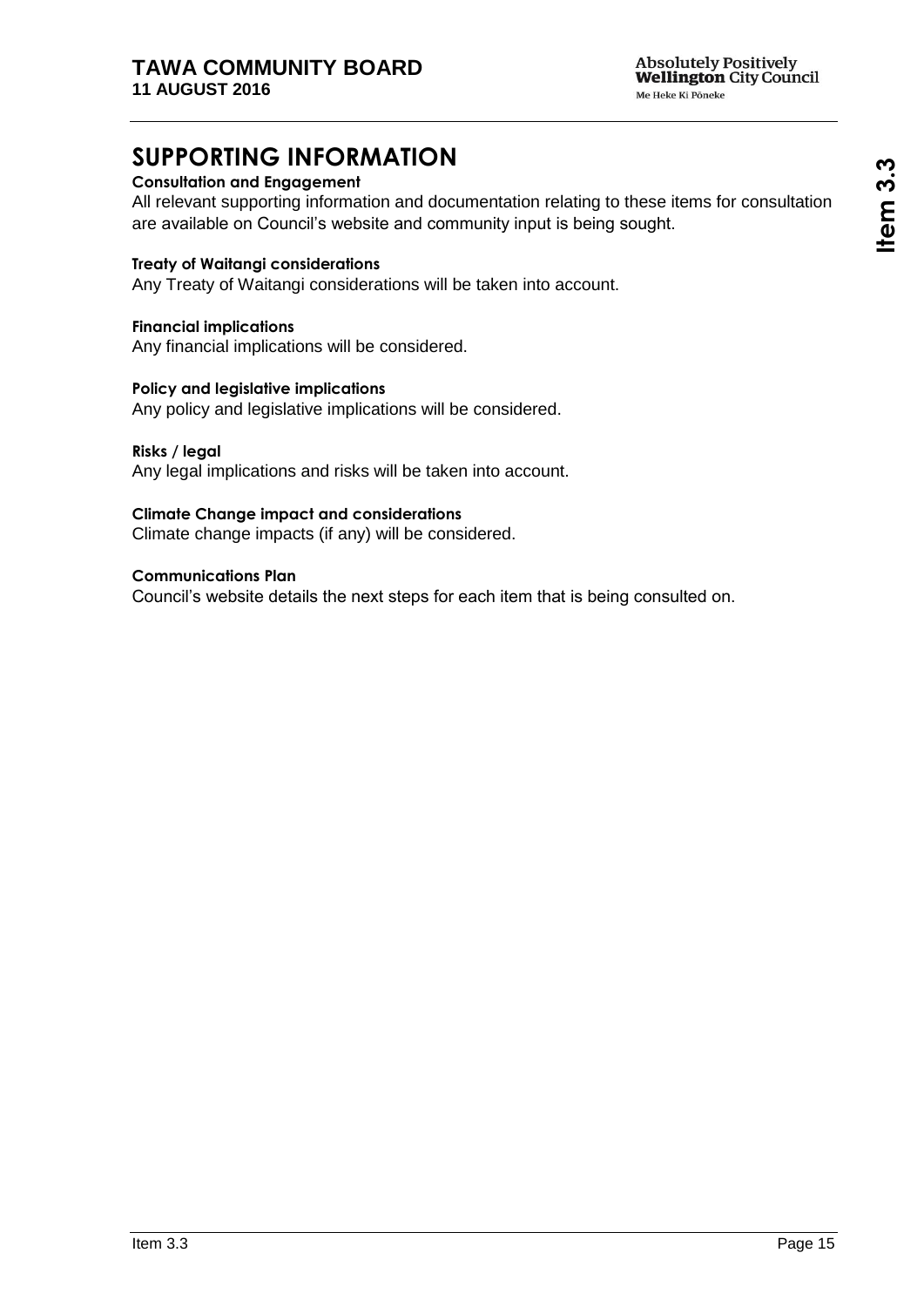## SUPPORTING INFORMATION

**Consultation and Engagement**

All relevant supporting information and documentation relating to these items for consultation are available on Council's website and community input is being sought.

**Treaty of Waitangi considerations**

Any Treaty of Waitangi considerations will be taken into account.

**Financial implications**

Any financial implications will be considered.

**Policy and legislative implications**

Any policy and legislative implications will be considered.

**Risks / legal**

Any legal implications and risks will be taken into account.

**Climate Change impact and considerations**

Climate change impacts (if any) will be considered.

**Communications Plan**

Council's website details the next steps for each item that is being consulted on.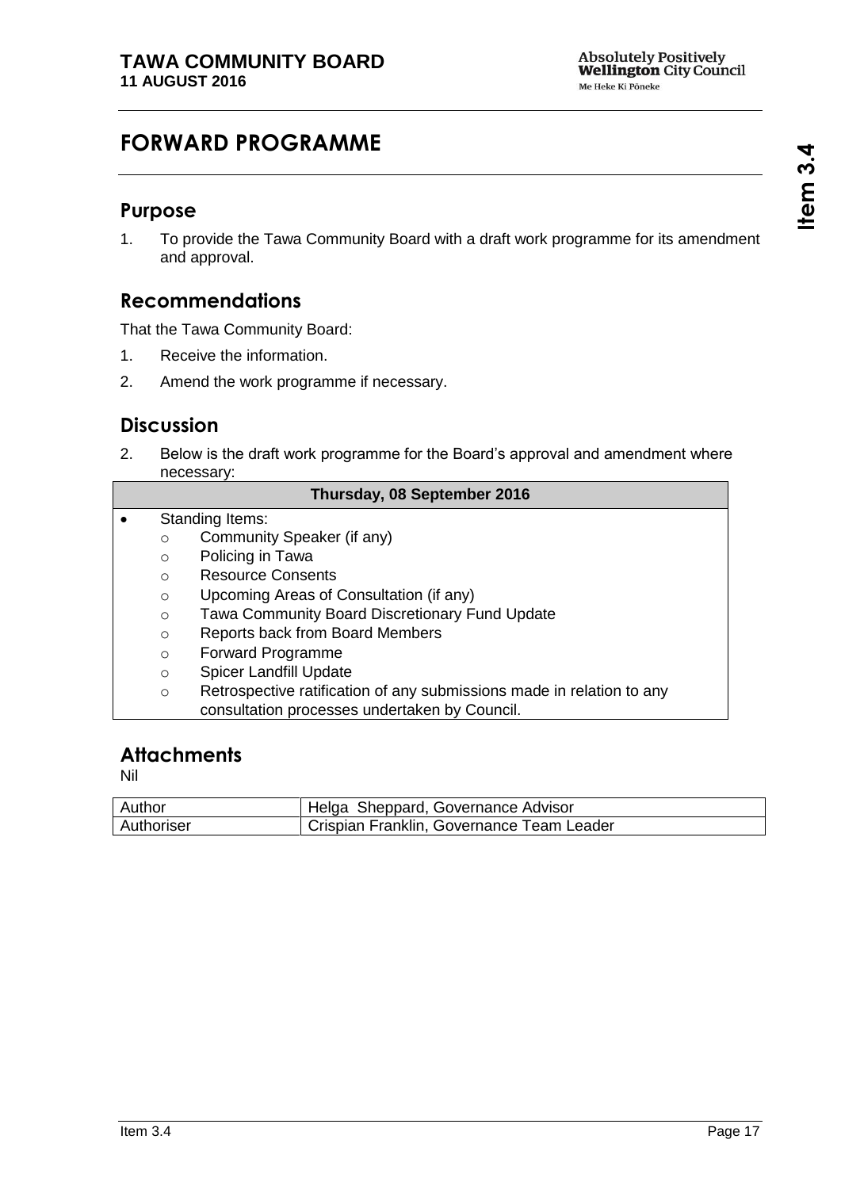# FORWARD PROGRAMME

## Purpose

1. To provide the Tawa Community Board with a draft work programme for its amendment and approval.

## Recommendations

That the Tawa Community Board:

1. Receive the information.
2. Amend the work programme if necessary.

## Discussion

2. Below is the draft work programme for the Board's approval and amendment where necessary:

| Thursday, 08 September 2016 |
|---|
| • Standing Items:<br>o Community Speaker (if any)<br>o Policing in Tawa<br>o Resource Consents<br>o Upcoming Areas of Consultation (if any)<br>o Tawa Community Board Discretionary Fund Update<br>o Reports back from Board Members<br>o Forward Programme<br>o Spicer Landfill Update<br>o Retrospective ratification of any submissions made in relation to any consultation processes undertaken by Council. |

## Attachments

Nil

| Author | Helga Sheppard, Governance Advisor |
|---|---|
| Authoriser | Crispian Franklin, Governance Team Leader |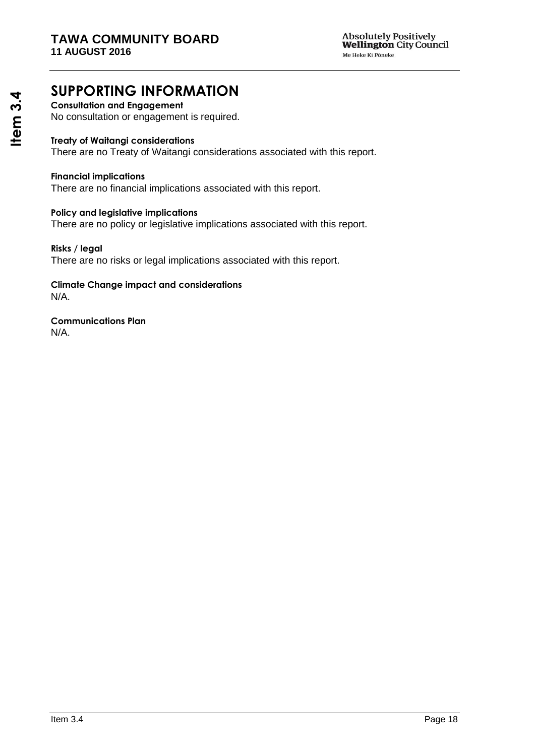# SUPPORTING INFORMATION

**Consultation and Engagement**
No consultation or engagement is required.

**Treaty of Waitangi considerations**
There are no Treaty of Waitangi considerations associated with this report.

**Financial implications**
There are no financial implications associated with this report.

**Policy and legislative implications**
There are no policy or legislative implications associated with this report.

**Risks / legal**
There are no risks or legal implications associated with this report.

**Climate Change impact and considerations**
N/A.

**Communications Plan**
N/A.